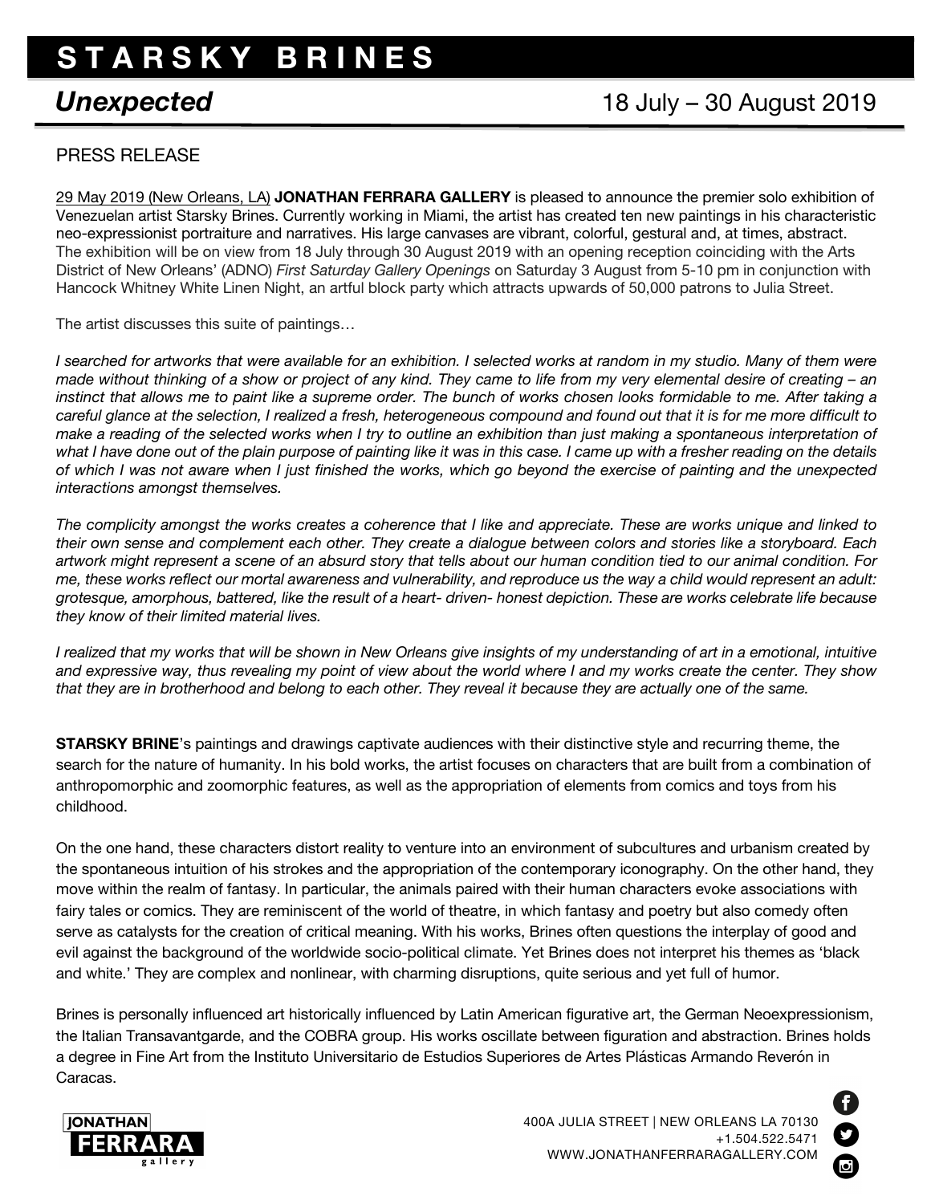# STARSKY BRINES

## *Unexpected* 18 July – 30 August 2019

PRESS RELEASE

29 May 2019 (New Orleans, LA) **JONATHAN FERRARA GALLERY** is pleased to announce the premier solo exhibition of Venezuelan artist Starsky Brines. Currently working in Miami, the artist has created ten new paintings in his characteristic neo-expressionist portraiture and narratives. His large canvases are vibrant, colorful, gestural and, at times, abstract. The exhibition will be on view from 18 July through 30 August 2019 with an opening reception coinciding with the Arts District of New Orleans' (ADNO) *First Saturday Gallery Openings* on Saturday 3 August from 5-10 pm in conjunction with Hancock Whitney White Linen Night, an artful block party which attracts upwards of 50,000 patrons to Julia Street.

The artist discusses this suite of paintings…

*I searched for artworks that were available for an exhibition. I selected works at random in my studio. Many of them were made without thinking of a show or project of any kind. They came to life from my very elemental desire of creating – an instinct that allows me to paint like a supreme order. The bunch of works chosen looks formidable to me. After taking a careful glance at the selection, I realized a fresh, heterogeneous compound and found out that it is for me more difficult to make a reading of the selected works when I try to outline an exhibition than just making a spontaneous interpretation of what I have done out of the plain purpose of painting like it was in this case. I came up with a fresher reading on the details of which I was not aware when I just finished the works, which go beyond the exercise of painting and the unexpected interactions amongst themselves.*

*The complicity amongst the works creates a coherence that I like and appreciate. These are works unique and linked to their own sense and complement each other. They create a dialogue between colors and stories like a storyboard. Each artwork might represent a scene of an absurd story that tells about our human condition tied to our animal condition. For me, these works reflect our mortal awareness and vulnerability, and reproduce us the way a child would represent an adult: grotesque, amorphous, battered, like the result of a heart- driven- honest depiction. These are works celebrate life because they know of their limited material lives.*

*I realized that my works that will be shown in New Orleans give insights of my understanding of art in a emotional, intuitive and expressive way, thus revealing my point of view about the world where I and my works create the center. They show that they are in brotherhood and belong to each other. They reveal it because they are actually one of the same.*

**STARSKY BRINE**'s paintings and drawings captivate audiences with their distinctive style and recurring theme, the search for the nature of humanity. In his bold works, the artist focuses on characters that are built from a combination of anthropomorphic and zoomorphic features, as well as the appropriation of elements from comics and toys from his childhood.

On the one hand, these characters distort reality to venture into an environment of subcultures and urbanism created by the spontaneous intuition of his strokes and the appropriation of the contemporary iconography. On the other hand, they move within the realm of fantasy. In particular, the animals paired with their human characters evoke associations with fairy tales or comics. They are reminiscent of the world of theatre, in which fantasy and poetry but also comedy often serve as catalysts for the creation of critical meaning. With his works, Brines often questions the interplay of good and evil against the background of the worldwide socio-political climate. Yet Brines does not interpret his themes as 'black and white.' They are complex and nonlinear, with charming disruptions, quite serious and yet full of humor.

Brines is personally influenced art historically influenced by Latin American figurative art, the German Neoexpressionism, the Italian Transavantgarde, and the COBRA group. His works oscillate between figuration and abstraction. Brines holds a degree in Fine Art from the Instituto Universitario de Estudios Superiores de Artes Plásticas Armando Reverón in Caracas.

JONATHAN FERRARA gallery

400A JULIA STREET | NEW ORLEANS LA 70130
+1.504.522.5471
WWW.JONATHANFERRARAGALLERY.COM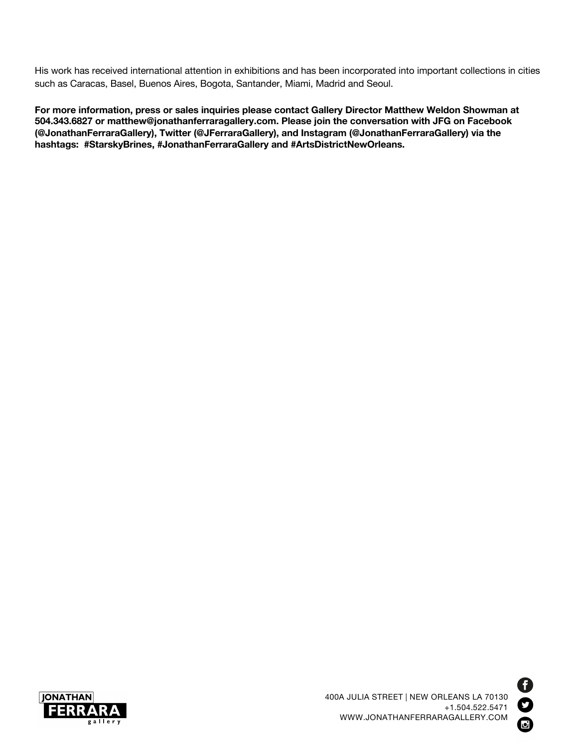His work has received international attention in exhibitions and has been incorporated into important collections in cities such as Caracas, Basel, Buenos Aires, Bogota, Santander, Miami, Madrid and Seoul.

**For more information, press or sales inquiries please contact Gallery Director Matthew Weldon Showman at 504.343.6827 or matthew@jonathanferraragallery.com. Please join the conversation with JFG on Facebook (@JonathanFerraraGallery), Twitter (@JFerraraGallery), and Instagram (@JonathanFerraraGallery) via the hashtags: #StarskyBrines, #JonathanFerraraGallery and #ArtsDistrictNewOrleans.**